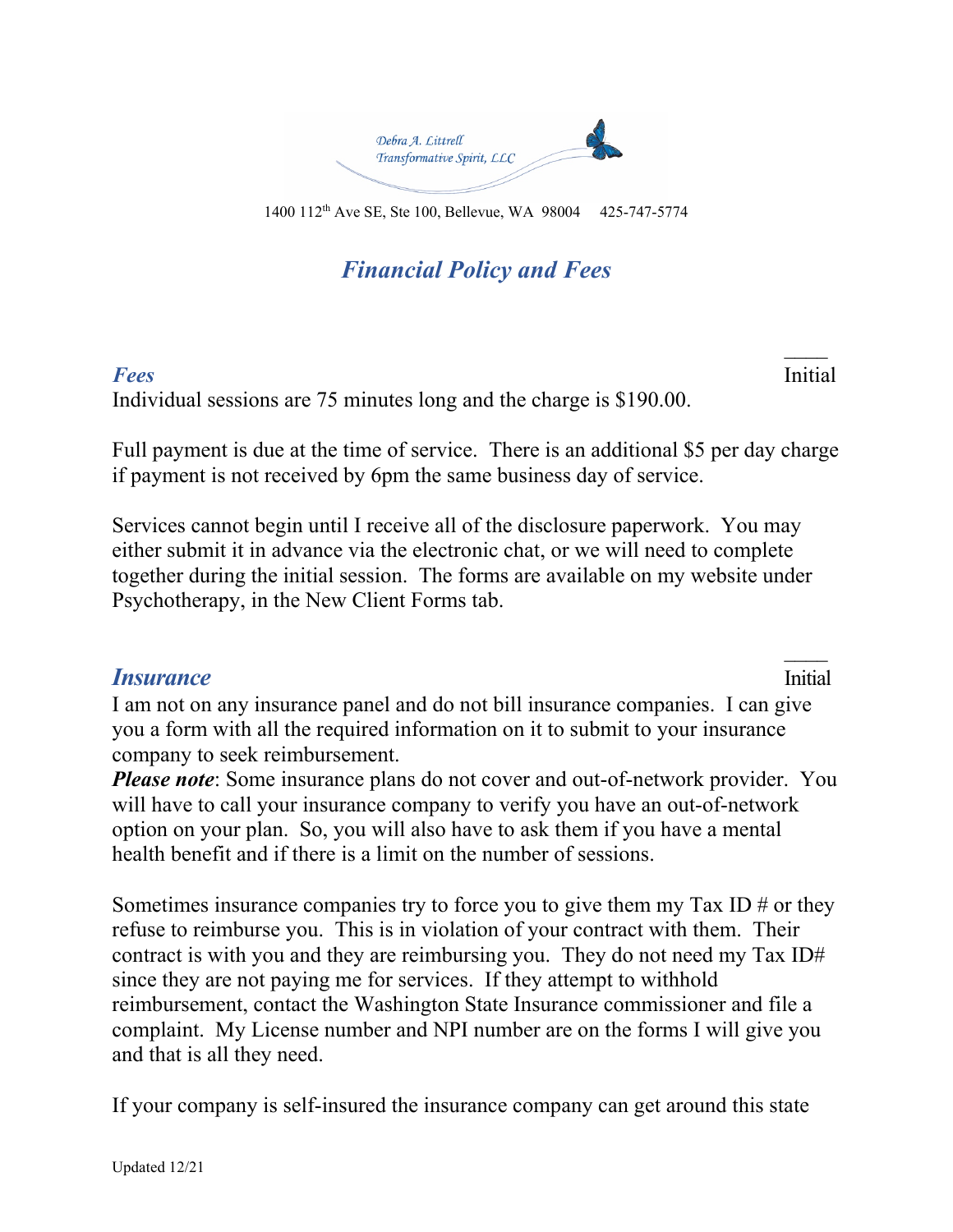Debra A. Littrell
Transformative Spirit, LLC

1400 112th Ave SE, Ste 100, Bellevue, WA 98004 425-747-5774

# *Financial Policy and Fees*

## *Fees*

____ Initial

Individual sessions are 75 minutes long and the charge is $190.00.

Full payment is due at the time of service. There is an additional $5 per day charge if payment is not received by 6pm the same business day of service.

Services cannot begin until I receive all of the disclosure paperwork. You may either submit it in advance via the electronic chat, or we will need to complete together during the initial session. The forms are available on my website under Psychotherapy, in the New Client Forms tab.

## *Insurance*

____ Initial

I am not on any insurance panel and do not bill insurance companies. I can give you a form with all the required information on it to submit to your insurance company to seek reimbursement.

***Please note***: Some insurance plans do not cover and out-of-network provider. You will have to call your insurance company to verify you have an out-of-network option on your plan. So, you will also have to ask them if you have a mental health benefit and if there is a limit on the number of sessions.

Sometimes insurance companies try to force you to give them my Tax ID # or they refuse to reimburse you. This is in violation of your contract with them. Their contract is with you and they are reimbursing you. They do not need my Tax ID# since they are not paying me for services. If they attempt to withhold reimbursement, contact the Washington State Insurance commissioner and file a complaint. My License number and NPI number are on the forms I will give you and that is all they need.

If your company is self-insured the insurance company can get around this state

Updated 12/21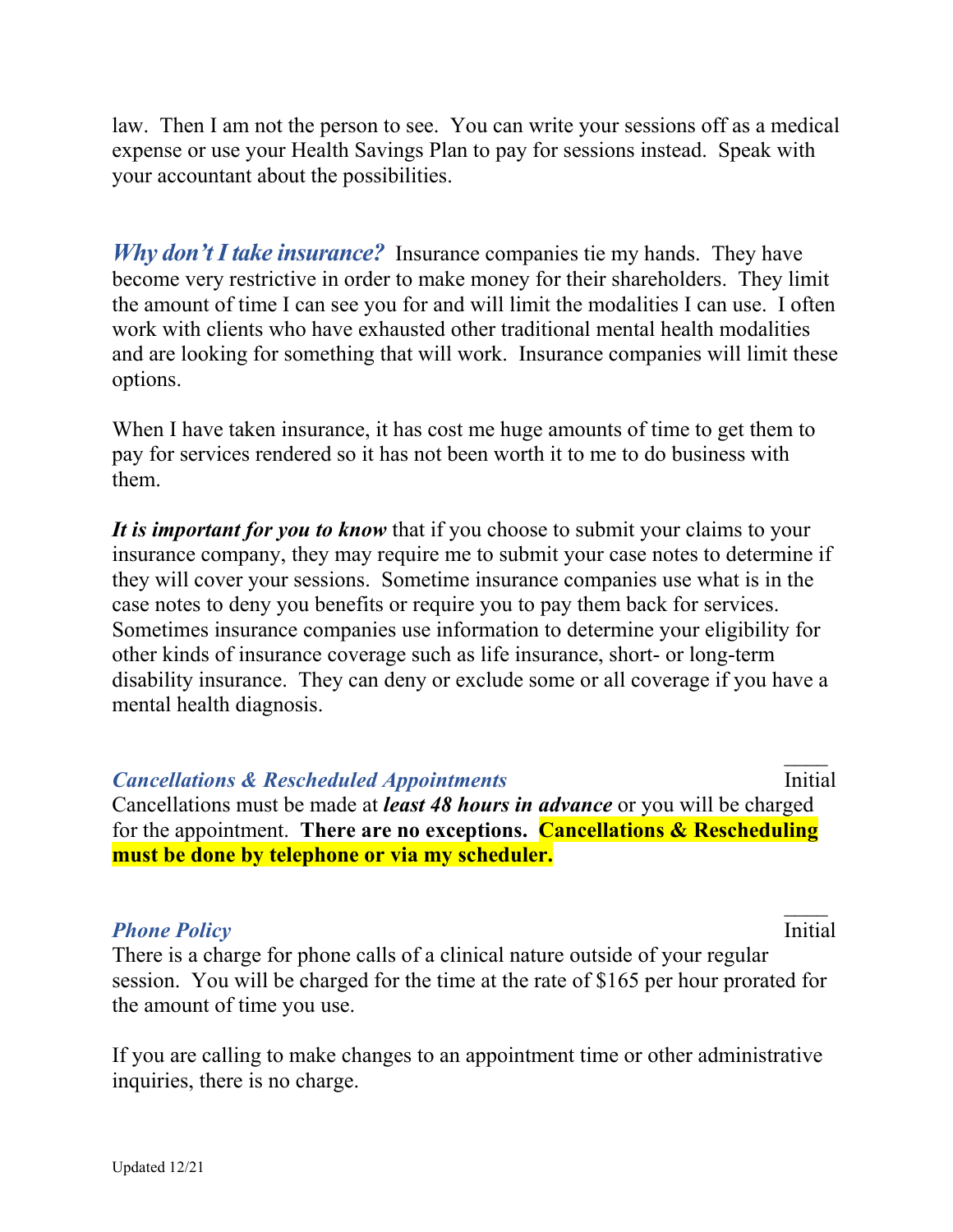law. Then I am not the person to see. You can write your sessions off as a medical expense or use your Health Savings Plan to pay for sessions instead. Speak with your accountant about the possibilities.

***Why don't I take insurance?*** Insurance companies tie my hands. They have become very restrictive in order to make money for their shareholders. They limit the amount of time I can see you for and will limit the modalities I can use. I often work with clients who have exhausted other traditional mental health modalities and are looking for something that will work. Insurance companies will limit these options.

When I have taken insurance, it has cost me huge amounts of time to get them to pay for services rendered so it has not been worth it to me to do business with them.

***It is important for you to know*** that if you choose to submit your claims to your insurance company, they may require me to submit your case notes to determine if they will cover your sessions. Sometime insurance companies use what is in the case notes to deny you benefits or require you to pay them back for services. Sometimes insurance companies use information to determine your eligibility for other kinds of insurance coverage such as life insurance, short- or long-term disability insurance. They can deny or exclude some or all coverage if you have a mental health diagnosis.

***Cancellations & Rescheduled Appointments*** ____ Initial

Cancellations must be made at ***least 48 hours in advance*** or you will be charged for the appointment. **There are no exceptions.** **Cancellations & Rescheduling must be done by telephone or via my scheduler.**

***Phone Policy*** ____ Initial

There is a charge for phone calls of a clinical nature outside of your regular session. You will be charged for the time at the rate of $165 per hour prorated for the amount of time you use.

If you are calling to make changes to an appointment time or other administrative inquiries, there is no charge.

Updated 12/21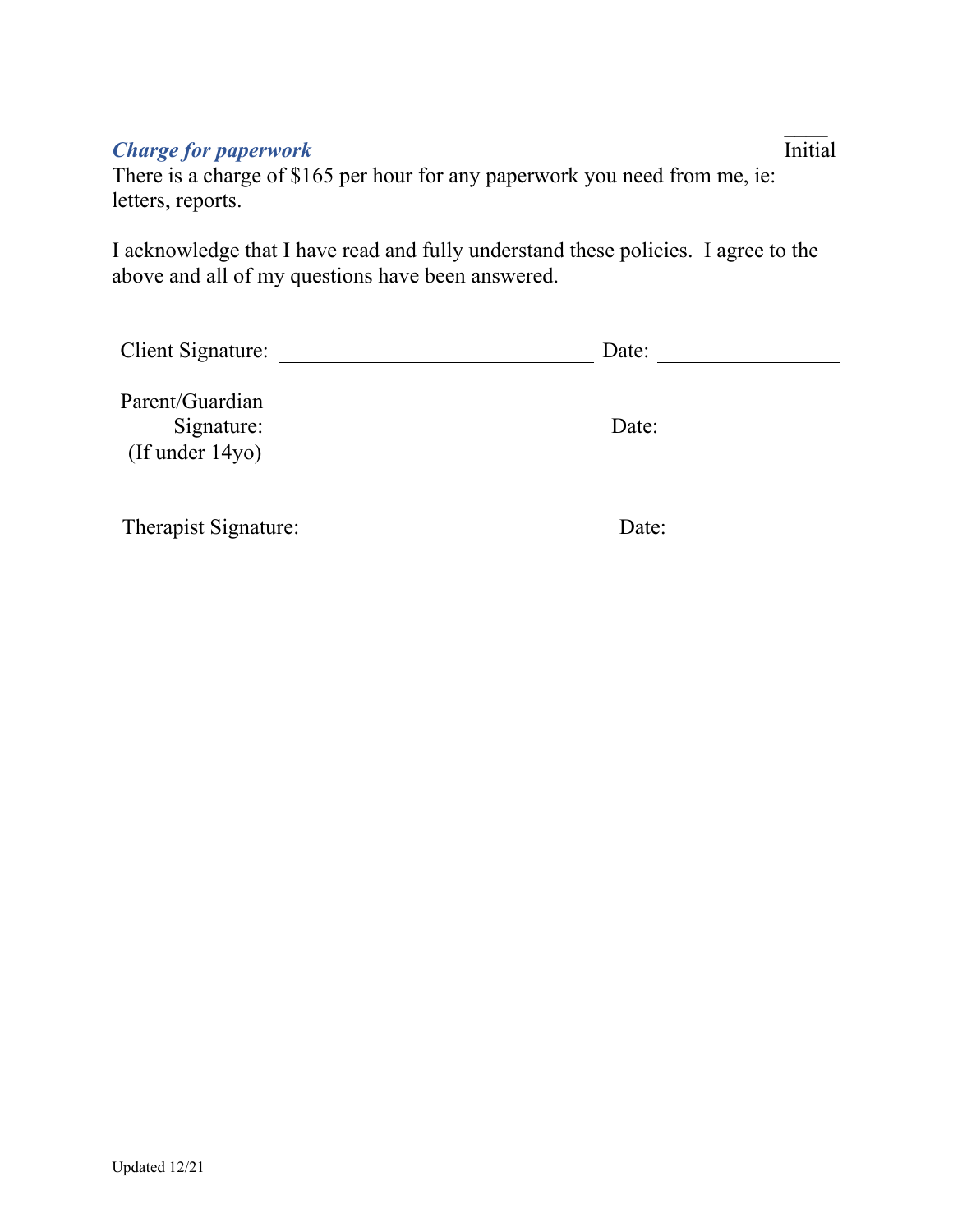***Charge for paperwork*** ____ Initial

There is a charge of $165 per hour for any paperwork you need from me, ie: letters, reports.

I acknowledge that I have read and fully understand these policies. I agree to the above and all of my questions have been answered.

Client Signature: ______________________________ Date: ________________

Parent/Guardian Signature: ______________________________ Date: ________________
(If under 14yo)

Therapist Signature: ______________________________ Date: ________________

Updated 12/21